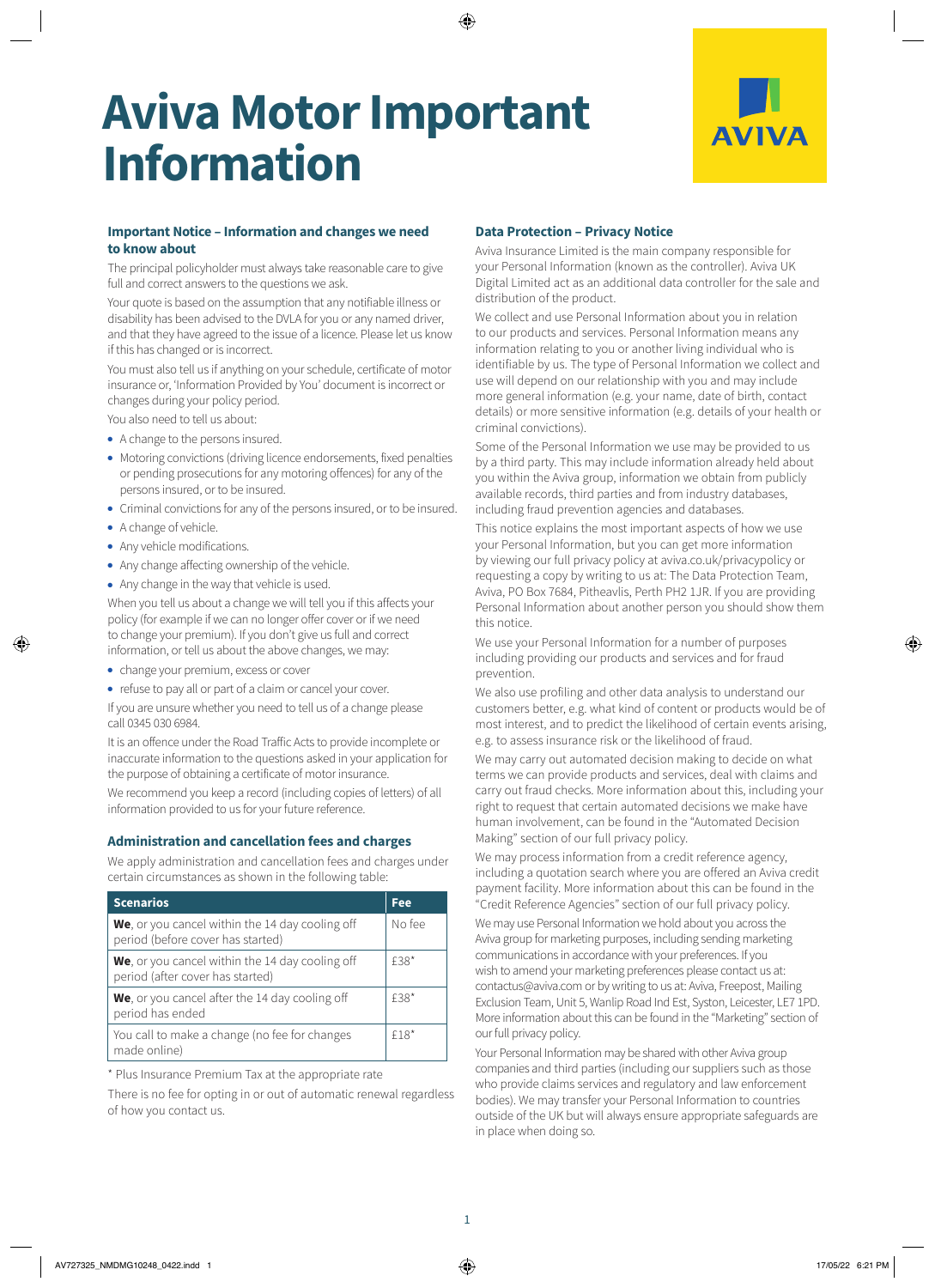# Aviva Motor Important Information

## Important Notice – Information and changes we need to know about

The principal policyholder must always take reasonable care to give full and correct answers to the questions we ask.

Your quote is based on the assumption that any notifiable illness or disability has been advised to the DVLA for you or any named driver, and that they have agreed to the issue of a licence. Please let us know if this has changed or is incorrect.

You must also tell us if anything on your schedule, certificate of motor insurance or, 'Information Provided by You' document is incorrect or changes during your policy period.

You also need to tell us about:

- A change to the persons insured.
- Motoring convictions (driving licence endorsements, fixed penalties or pending prosecutions for any motoring offences) for any of the persons insured, or to be insured.
- Criminal convictions for any of the persons insured, or to be insured.
- A change of vehicle.
- Any vehicle modifications.
- Any change affecting ownership of the vehicle.
- Any change in the way that vehicle is used.

When you tell us about a change we will tell you if this affects your policy (for example if we can no longer offer cover or if we need to change your premium). If you don't give us full and correct information, or tell us about the above changes, we may:

- change your premium, excess or cover
- refuse to pay all or part of a claim or cancel your cover.

If you are unsure whether you need to tell us of a change please call 0345 030 6984.

It is an offence under the Road Traffic Acts to provide incomplete or inaccurate information to the questions asked in your application for the purpose of obtaining a certificate of motor insurance.

We recommend you keep a record (including copies of letters) of all information provided to us for your future reference.

## Administration and cancellation fees and charges

We apply administration and cancellation fees and charges under certain circumstances as shown in the following table:

| Scenarios | Fee |
|---|---|
| **We**, or you cancel within the 14 day cooling off period (before cover has started) | No fee |
| **We**, or you cancel within the 14 day cooling off period (after cover has started) | £38* |
| **We**, or you cancel after the 14 day cooling off period has ended | £38* |
| You call to make a change (no fee for changes made online) | £18* |

\* Plus Insurance Premium Tax at the appropriate rate

There is no fee for opting in or out of automatic renewal regardless of how you contact us.

## Data Protection – Privacy Notice

Aviva Insurance Limited is the main company responsible for your Personal Information (known as the controller). Aviva UK Digital Limited act as an additional data controller for the sale and distribution of the product.

We collect and use Personal Information about you in relation to our products and services. Personal Information means any information relating to you or another living individual who is identifiable by us. The type of Personal Information we collect and use will depend on our relationship with you and may include more general information (e.g. your name, date of birth, contact details) or more sensitive information (e.g. details of your health or criminal convictions).

Some of the Personal Information we use may be provided to us by a third party. This may include information already held about you within the Aviva group, information we obtain from publicly available records, third parties and from industry databases, including fraud prevention agencies and databases.

This notice explains the most important aspects of how we use your Personal Information, but you can get more information by viewing our full privacy policy at aviva.co.uk/privacypolicy or requesting a copy by writing to us at: The Data Protection Team, Aviva, PO Box 7684, Pitheavlis, Perth PH2 1JR. If you are providing Personal Information about another person you should show them this notice.

We use your Personal Information for a number of purposes including providing our products and services and for fraud prevention.

We also use profiling and other data analysis to understand our customers better, e.g. what kind of content or products would be of most interest, and to predict the likelihood of certain events arising, e.g. to assess insurance risk or the likelihood of fraud.

We may carry out automated decision making to decide on what terms we can provide products and services, deal with claims and carry out fraud checks. More information about this, including your right to request that certain automated decisions we make have human involvement, can be found in the "Automated Decision Making" section of our full privacy policy.

We may process information from a credit reference agency, including a quotation search where you are offered an Aviva credit payment facility. More information about this can be found in the "Credit Reference Agencies" section of our full privacy policy.

We may use Personal Information we hold about you across the Aviva group for marketing purposes, including sending marketing communications in accordance with your preferences. If you wish to amend your marketing preferences please contact us at: contactus@aviva.com or by writing to us at: Aviva, Freepost, Mailing Exclusion Team, Unit 5, Wanlip Road Ind Est, Syston, Leicester, LE7 1PD. More information about this can be found in the "Marketing" section of our full privacy policy.

Your Personal Information may be shared with other Aviva group companies and third parties (including our suppliers such as those who provide claims services and regulatory and law enforcement bodies). We may transfer your Personal Information to countries outside of the UK but will always ensure appropriate safeguards are in place when doing so.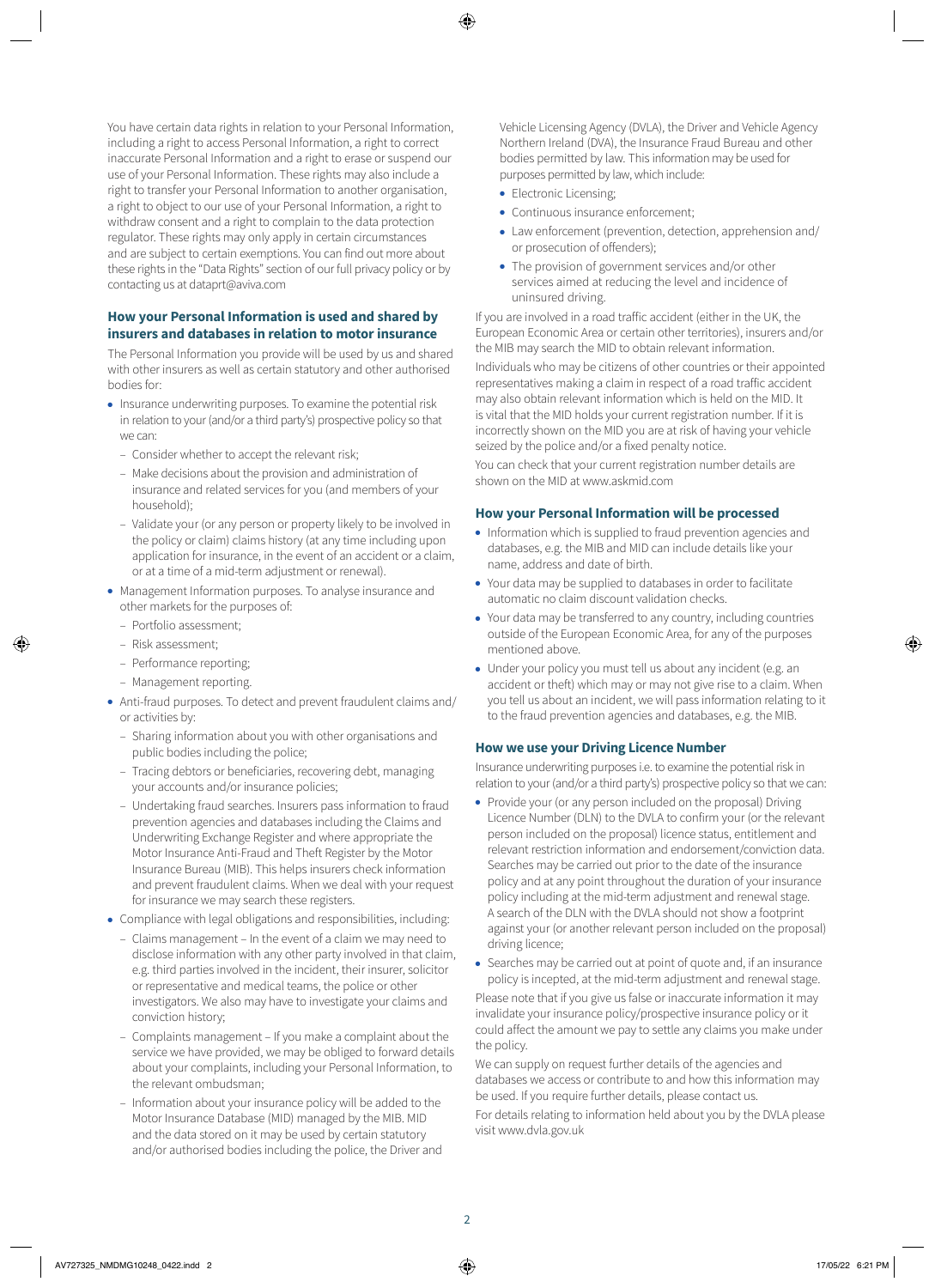You have certain data rights in relation to your Personal Information, including a right to access Personal Information, a right to correct inaccurate Personal Information and a right to erase or suspend our use of your Personal Information. These rights may also include a right to transfer your Personal Information to another organisation, a right to object to our use of your Personal Information, a right to withdraw consent and a right to complain to the data protection regulator. These rights may only apply in certain circumstances and are subject to certain exemptions. You can find out more about these rights in the "Data Rights" section of our full privacy policy or by contacting us at dataprt@aviva.com

### How your Personal Information is used and shared by insurers and databases in relation to motor insurance

The Personal Information you provide will be used by us and shared with other insurers as well as certain statutory and other authorised bodies for:

- Insurance underwriting purposes. To examine the potential risk in relation to your (and/or a third party's) prospective policy so that we can:
  - Consider whether to accept the relevant risk;
  - Make decisions about the provision and administration of insurance and related services for you (and members of your household);
  - Validate your (or any person or property likely to be involved in the policy or claim) claims history (at any time including upon application for insurance, in the event of an accident or a claim, or at a time of a mid-term adjustment or renewal).
- Management Information purposes. To analyse insurance and other markets for the purposes of:
  - Portfolio assessment;
  - Risk assessment;
  - Performance reporting;
  - Management reporting.
- Anti-fraud purposes. To detect and prevent fraudulent claims and/or activities by:
  - Sharing information about you with other organisations and public bodies including the police;
  - Tracing debtors or beneficiaries, recovering debt, managing your accounts and/or insurance policies;
  - Undertaking fraud searches. Insurers pass information to fraud prevention agencies and databases including the Claims and Underwriting Exchange Register and where appropriate the Motor Insurance Anti-Fraud and Theft Register by the Motor Insurance Bureau (MIB). This helps insurers check information and prevent fraudulent claims. When we deal with your request for insurance we may search these registers.
- Compliance with legal obligations and responsibilities, including:
  - Claims management – In the event of a claim we may need to disclose information with any other party involved in that claim, e.g. third parties involved in the incident, their insurer, solicitor or representative and medical teams, the police or other investigators. We also may have to investigate your claims and conviction history;
  - Complaints management – If you make a complaint about the service we have provided, we may be obliged to forward details about your complaints, including your Personal Information, to the relevant ombudsman;
  - Information about your insurance policy will be added to the Motor Insurance Database (MID) managed by the MIB. MID and the data stored on it may be used by certain statutory and/or authorised bodies including the police, the Driver and Vehicle Licensing Agency (DVLA), the Driver and Vehicle Agency Northern Ireland (DVA), the Insurance Fraud Bureau and other bodies permitted by law. This information may be used for purposes permitted by law, which include:
    - Electronic Licensing;
    - Continuous insurance enforcement;
    - Law enforcement (prevention, detection, apprehension and/or prosecution of offenders);
    - The provision of government services and/or other services aimed at reducing the level and incidence of uninsured driving.

If you are involved in a road traffic accident (either in the UK, the European Economic Area or certain other territories), insurers and/or the MIB may search the MID to obtain relevant information.

Individuals who may be citizens of other countries or their appointed representatives making a claim in respect of a road traffic accident may also obtain relevant information which is held on the MID. It is vital that the MID holds your current registration number. If it is incorrectly shown on the MID you are at risk of having your vehicle seized by the police and/or a fixed penalty notice.

You can check that your current registration number details are shown on the MID at www.askmid.com

### How your Personal Information will be processed

- Information which is supplied to fraud prevention agencies and databases, e.g. the MIB and MID can include details like your name, address and date of birth.
- Your data may be supplied to databases in order to facilitate automatic no claim discount validation checks.
- Your data may be transferred to any country, including countries outside of the European Economic Area, for any of the purposes mentioned above.
- Under your policy you must tell us about any incident (e.g. an accident or theft) which may or may not give rise to a claim. When you tell us about an incident, we will pass information relating to it to the fraud prevention agencies and databases, e.g. the MIB.

### How we use your Driving Licence Number

Insurance underwriting purposes i.e. to examine the potential risk in relation to your (and/or a third party's) prospective policy so that we can:

- Provide your (or any person included on the proposal) Driving Licence Number (DLN) to the DVLA to confirm your (or the relevant person included on the proposal) licence status, entitlement and relevant restriction information and endorsement/conviction data. Searches may be carried out prior to the date of the insurance policy and at any point throughout the duration of your insurance policy including at the mid-term adjustment and renewal stage. A search of the DLN with the DVLA should not show a footprint against your (or another relevant person included on the proposal) driving licence;
- Searches may be carried out at point of quote and, if an insurance policy is incepted, at the mid-term adjustment and renewal stage.

Please note that if you give us false or inaccurate information it may invalidate your insurance policy/prospective insurance policy or it could affect the amount we pay to settle any claims you make under the policy.

We can supply on request further details of the agencies and databases we access or contribute to and how this information may be used. If you require further details, please contact us.

For details relating to information held about you by the DVLA please visit www.dvla.gov.uk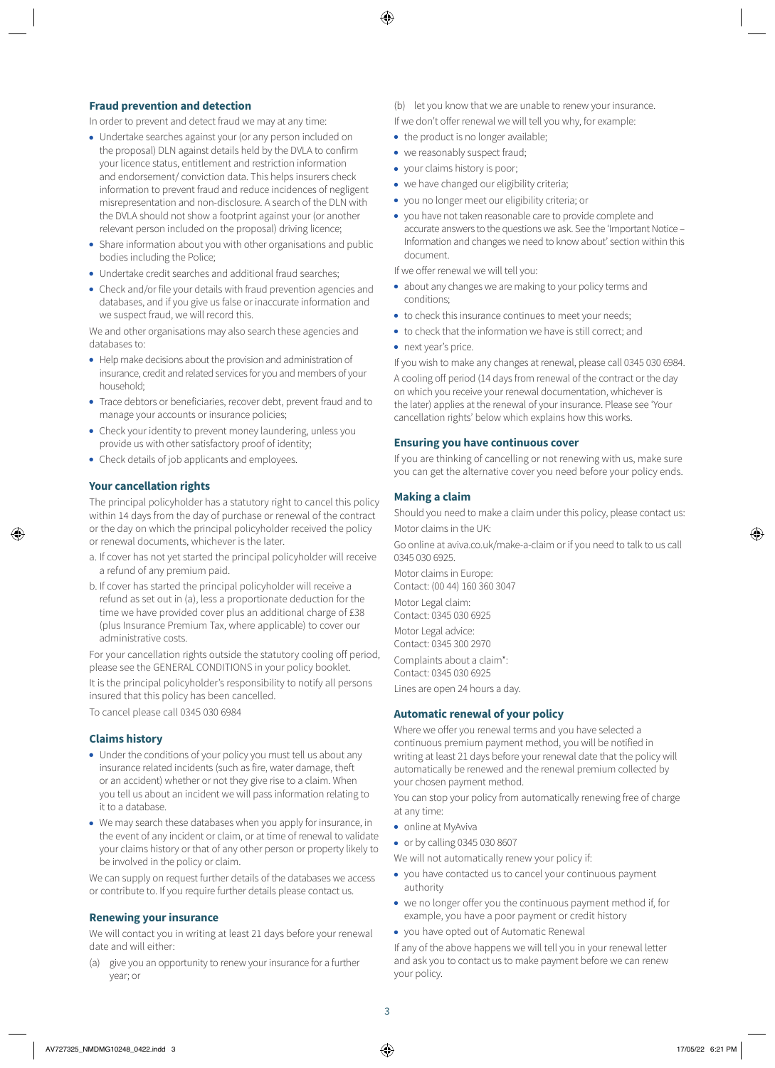### Fraud prevention and detection

In order to prevent and detect fraud we may at any time:

- Undertake searches against your (or any person included on the proposal) DLN against details held by the DVLA to confirm your licence status, entitlement and restriction information and endorsement/ conviction data. This helps insurers check information to prevent fraud and reduce incidences of negligent misrepresentation and non-disclosure. A search of the DLN with the DVLA should not show a footprint against your (or another relevant person included on the proposal) driving licence;
- Share information about you with other organisations and public bodies including the Police;
- Undertake credit searches and additional fraud searches;
- Check and/or file your details with fraud prevention agencies and databases, and if you give us false or inaccurate information and we suspect fraud, we will record this.

We and other organisations may also search these agencies and databases to:

- Help make decisions about the provision and administration of insurance, credit and related services for you and members of your household;
- Trace debtors or beneficiaries, recover debt, prevent fraud and to manage your accounts or insurance policies;
- Check your identity to prevent money laundering, unless you provide us with other satisfactory proof of identity;
- Check details of job applicants and employees.

### Your cancellation rights

The principal policyholder has a statutory right to cancel this policy within 14 days from the day of purchase or renewal of the contract or the day on which the principal policyholder received the policy or renewal documents, whichever is the later.

a. If cover has not yet started the principal policyholder will receive a refund of any premium paid.

b. If cover has started the principal policyholder will receive a refund as set out in (a), less a proportionate deduction for the time we have provided cover plus an additional charge of £38 (plus Insurance Premium Tax, where applicable) to cover our administrative costs.

For your cancellation rights outside the statutory cooling off period, please see the GENERAL CONDITIONS in your policy booklet.

It is the principal policyholder's responsibility to notify all persons insured that this policy has been cancelled.

To cancel please call 0345 030 6984

### Claims history

- Under the conditions of your policy you must tell us about any insurance related incidents (such as fire, water damage, theft or an accident) whether or not they give rise to a claim. When you tell us about an incident we will pass information relating to it to a database.
- We may search these databases when you apply for insurance, in the event of any incident or claim, or at time of renewal to validate your claims history or that of any other person or property likely to be involved in the policy or claim.

We can supply on request further details of the databases we access or contribute to. If you require further details please contact us.

### Renewing your insurance

We will contact you in writing at least 21 days before your renewal date and will either:

(a) give you an opportunity to renew your insurance for a further year; or

(b) let you know that we are unable to renew your insurance.

If we don't offer renewal we will tell you why, for example:

- the product is no longer available;
- we reasonably suspect fraud;
- your claims history is poor;
- we have changed our eligibility criteria;
- you no longer meet our eligibility criteria; or
- you have not taken reasonable care to provide complete and accurate answers to the questions we ask. See the 'Important Notice – Information and changes we need to know about' section within this document.

If we offer renewal we will tell you:

- about any changes we are making to your policy terms and conditions;
- to check this insurance continues to meet your needs;
- to check that the information we have is still correct; and
- next year's price.

If you wish to make any changes at renewal, please call 0345 030 6984.

A cooling off period (14 days from renewal of the contract or the day on which you receive your renewal documentation, whichever is the later) applies at the renewal of your insurance. Please see 'Your cancellation rights' below which explains how this works.

### Ensuring you have continuous cover

If you are thinking of cancelling or not renewing with us, make sure you can get the alternative cover you need before your policy ends.

### Making a claim

Should you need to make a claim under this policy, please contact us:

Motor claims in the UK:

Go online at aviva.co.uk/make-a-claim or if you need to talk to us call 0345 030 6925.

Motor claims in Europe:
Contact: (00 44) 160 360 3047

Motor Legal claim:
Contact: 0345 030 6925

Motor Legal advice:
Contact: 0345 300 2970

Complaints about a claim*:
Contact: 0345 030 6925

Lines are open 24 hours a day.

### Automatic renewal of your policy

Where we offer you renewal terms and you have selected a continuous premium payment method, you will be notified in writing at least 21 days before your renewal date that the policy will automatically be renewed and the renewal premium collected by your chosen payment method.

You can stop your policy from automatically renewing free of charge at any time:

- online at MyAviva
- or by calling 0345 030 8607

We will not automatically renew your policy if:

- you have contacted us to cancel your continuous payment authority
- we no longer offer you the continuous payment method if, for example, you have a poor payment or credit history
- you have opted out of Automatic Renewal

If any of the above happens we will tell you in your renewal letter and ask you to contact us to make payment before we can renew your policy.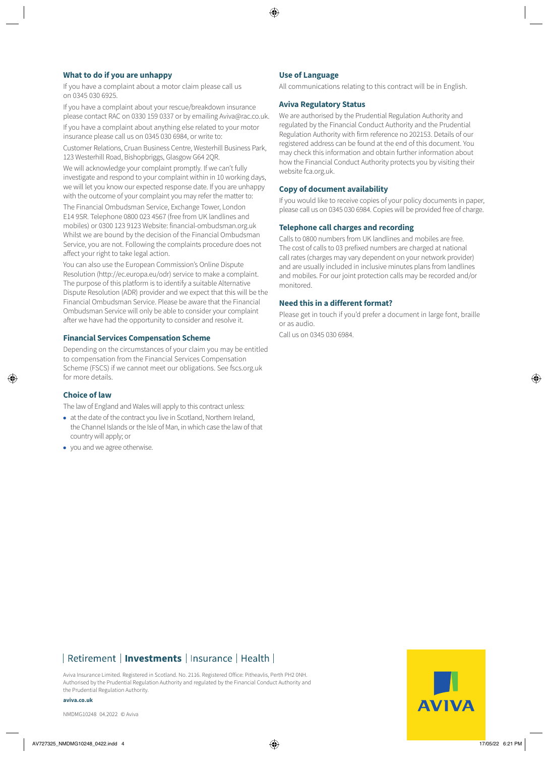## What to do if you are unhappy

If you have a complaint about a motor claim please call us on 0345 030 6925.

If you have a complaint about your rescue/breakdown insurance please contact RAC on 0330 159 0337 or by emailing Aviva@rac.co.uk.

If you have a complaint about anything else related to your motor insurance please call us on 0345 030 6984, or write to:

Customer Relations, Cruan Business Centre, Westerhill Business Park, 123 Westerhill Road, Bishopbriggs, Glasgow G64 2QR.

We will acknowledge your complaint promptly. If we can't fully investigate and respond to your complaint within in 10 working days, we will let you know our expected response date. If you are unhappy with the outcome of your complaint you may refer the matter to:

The Financial Ombudsman Service, Exchange Tower, London E14 9SR. Telephone 0800 023 4567 (free from UK landlines and mobiles) or 0300 123 9123 Website: financial-ombudsman.org.uk Whilst we are bound by the decision of the Financial Ombudsman Service, you are not. Following the complaints procedure does not affect your right to take legal action.

You can also use the European Commission's Online Dispute Resolution (http://ec.europa.eu/odr) service to make a complaint. The purpose of this platform is to identify a suitable Alternative Dispute Resolution (ADR) provider and we expect that this will be the Financial Ombudsman Service. Please be aware that the Financial Ombudsman Service will only be able to consider your complaint after we have had the opportunity to consider and resolve it.

## Financial Services Compensation Scheme

Depending on the circumstances of your claim you may be entitled to compensation from the Financial Services Compensation Scheme (FSCS) if we cannot meet our obligations. See fscs.org.uk for more details.

## Choice of law

The law of England and Wales will apply to this contract unless:

- at the date of the contract you live in Scotland, Northern Ireland, the Channel Islands or the Isle of Man, in which case the law of that country will apply; or
- you and we agree otherwise.

## Use of Language

All communications relating to this contract will be in English.

## Aviva Regulatory Status

We are authorised by the Prudential Regulation Authority and regulated by the Financial Conduct Authority and the Prudential Regulation Authority with firm reference no 202153. Details of our registered address can be found at the end of this document. You may check this information and obtain further information about how the Financial Conduct Authority protects you by visiting their website fca.org.uk.

## Copy of document availability

If you would like to receive copies of your policy documents in paper, please call us on 0345 030 6984. Copies will be provided free of charge.

## Telephone call charges and recording

Calls to 0800 numbers from UK landlines and mobiles are free. The cost of calls to 03 prefixed numbers are charged at national call rates (charges may vary dependent on your network provider) and are usually included in inclusive minutes plans from landlines and mobiles. For our joint protection calls may be recorded and/or monitored.

## Need this in a different format?

Please get in touch if you'd prefer a document in large font, braille or as audio.

Call us on 0345 030 6984.

| Retirement | **Investments** | Insurance | Health |

Aviva Insurance Limited. Registered in Scotland. No. 2116. Registered Office: Pitheavlis, Perth PH2 0NH. Authorised by the Prudential Regulation Authority and regulated by the Financial Conduct Authority and the Prudential Regulation Authority.

**aviva.co.uk**

NMDMG10248 04.2022 © Aviva

AVIVA